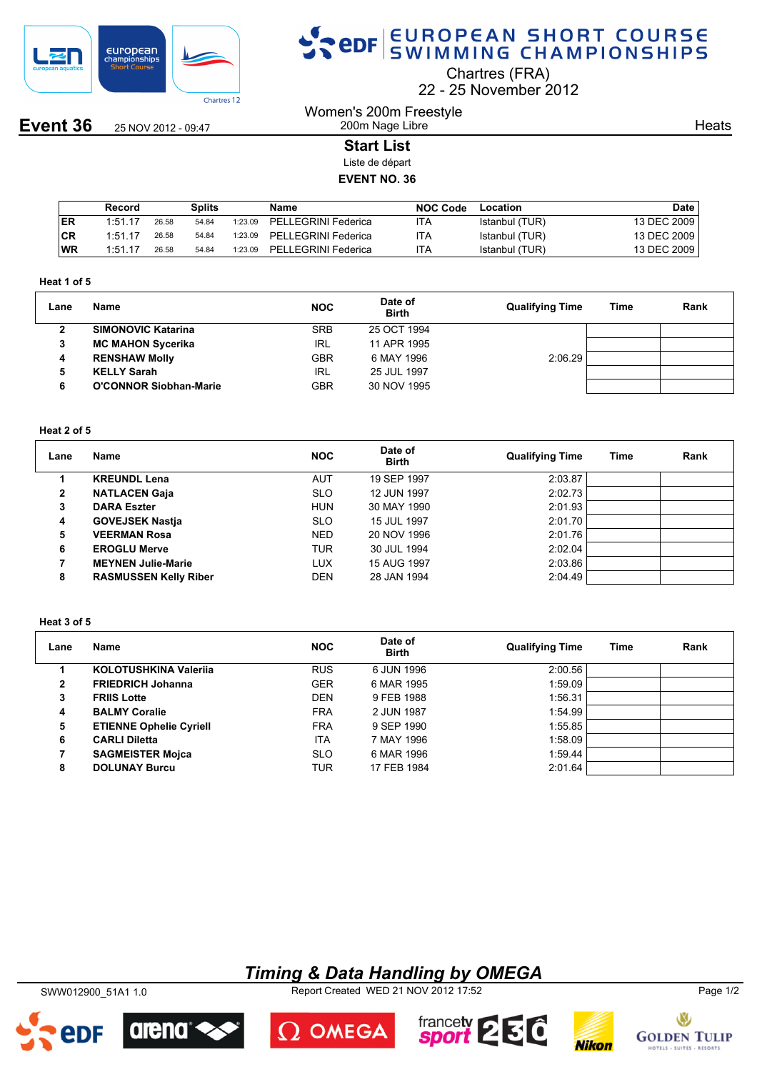# EUROPEAN SHORT COURSE SWIMMING CHAMPIONSHIPS

Chartres (FRA)
22 - 25 November 2012

**Event 36** 25 NOV 2012 - 09:47

Women's 200m Freestyle
200m Nage Libre

Heats

## Start List

Liste de départ

**EVENT NO. 36**

| | Record | Splits | | | Name | NOC Code | Location | Date |
|---|---|---|---|---|---|---|---|---|
| ER | 1:51.17 | 26.58 | 54.84 | 1:23.09 | PELLEGRINI Federica | ITA | Istanbul (TUR) | 13 DEC 2009 |
| CR | 1:51.17 | 26.58 | 54.84 | 1:23.09 | PELLEGRINI Federica | ITA | Istanbul (TUR) | 13 DEC 2009 |
| WR | 1:51.17 | 26.58 | 54.84 | 1:23.09 | PELLEGRINI Federica | ITA | Istanbul (TUR) | 13 DEC 2009 |

### Heat 1 of 5

| Lane | Name | NOC | Date of Birth | Qualifying Time | Time | Rank |
|---|---|---|---|---|---|---|
| 2 | **SIMONOVIC Katarina** | SRB | 25 OCT 1994 | | | |
| 3 | **MC MAHON Sycerika** | IRL | 11 APR 1995 | | | |
| 4 | **RENSHAW Molly** | GBR | 6 MAY 1996 | 2:06.29 | | |
| 5 | **KELLY Sarah** | IRL | 25 JUL 1997 | | | |
| 6 | **O'CONNOR Siobhan-Marie** | GBR | 30 NOV 1995 | | | |

### Heat 2 of 5

| Lane | Name | NOC | Date of Birth | Qualifying Time | Time | Rank |
|---|---|---|---|---|---|---|
| 1 | **KREUNDL Lena** | AUT | 19 SEP 1997 | 2:03.87 | | |
| 2 | **NATLACEN Gaja** | SLO | 12 JUN 1997 | 2:02.73 | | |
| 3 | **DARA Eszter** | HUN | 30 MAY 1990 | 2:01.93 | | |
| 4 | **GOVEJSEK Nastja** | SLO | 15 JUL 1997 | 2:01.70 | | |
| 5 | **VEERMAN Rosa** | NED | 20 NOV 1996 | 2:01.76 | | |
| 6 | **EROGLU Merve** | TUR | 30 JUL 1994 | 2:02.04 | | |
| 7 | **MEYNEN Julie-Marie** | LUX | 15 AUG 1997 | 2:03.86 | | |
| 8 | **RASMUSSEN Kelly Riber** | DEN | 28 JAN 1994 | 2:04.49 | | |

### Heat 3 of 5

| Lane | Name | NOC | Date of Birth | Qualifying Time | Time | Rank |
|---|---|---|---|---|---|---|
| 1 | **KOLOTUSHKINA Valeriia** | RUS | 6 JUN 1996 | 2:00.56 | | |
| 2 | **FRIEDRICH Johanna** | GER | 6 MAR 1995 | 1:59.09 | | |
| 3 | **FRIIS Lotte** | DEN | 9 FEB 1988 | 1:56.31 | | |
| 4 | **BALMY Coralie** | FRA | 2 JUN 1987 | 1:54.99 | | |
| 5 | **ETIENNE Ophelie Cyriell** | FRA | 9 SEP 1990 | 1:55.85 | | |
| 6 | **CARLI Diletta** | ITA | 7 MAY 1996 | 1:58.09 | | |
| 7 | **SAGMEISTER Mojca** | SLO | 6 MAR 1996 | 1:59.44 | | |
| 8 | **DOLUNAY Burcu** | TUR | 17 FEB 1984 | 2:01.64 | | |

*Timing & Data Handling by OMEGA*

SWW012900_51A1 1.0 Report Created WED 21 NOV 2012 17:52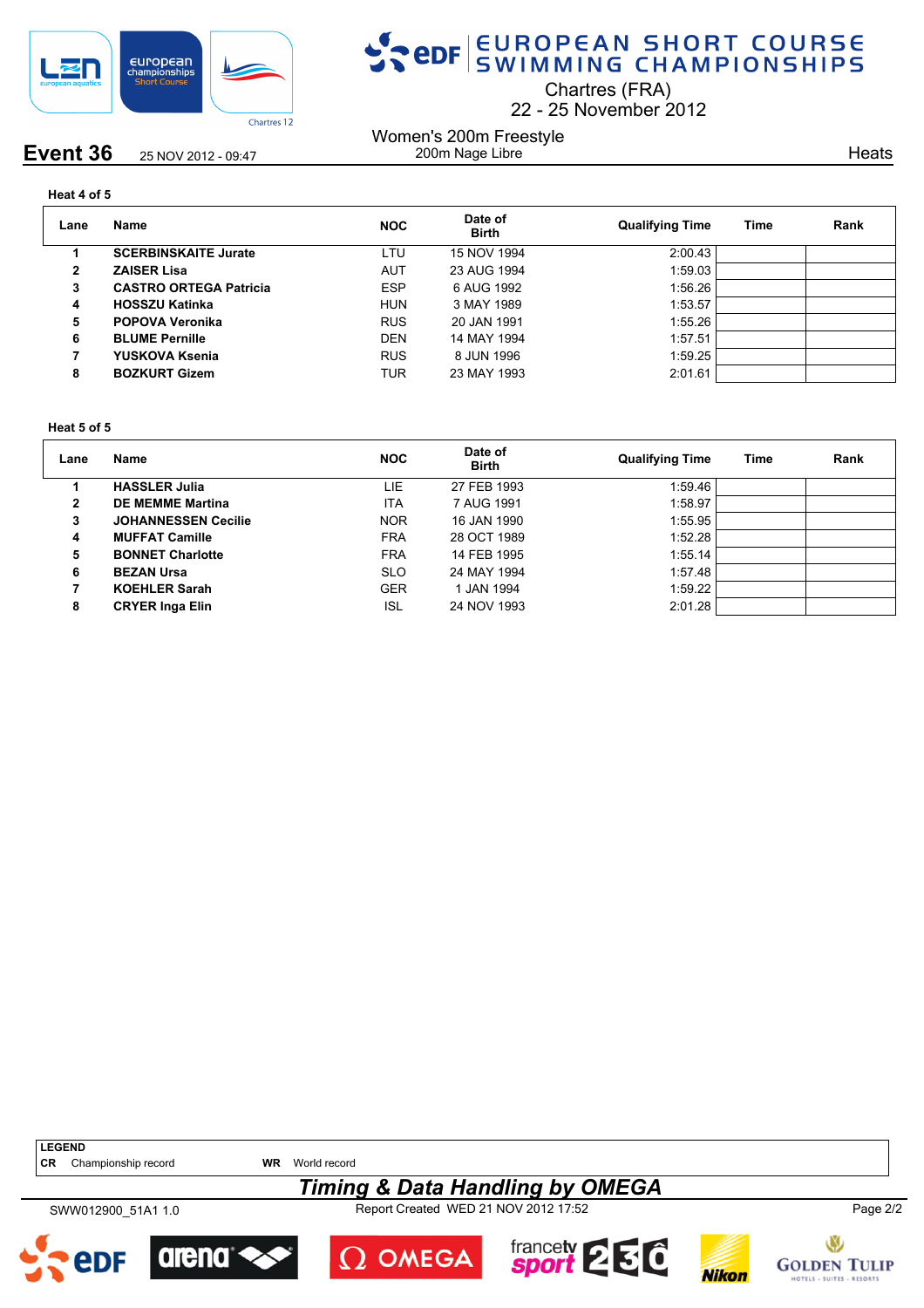# EUROPEAN SHORT COURSE SWIMMING CHAMPIONSHIPS

Chartres (FRA)
22 - 25 November 2012

**Event 36** 25 NOV 2012 - 09:47

Women's 200m Freestyle
200m Nage Libre

Heats

**Heat 4 of 5**

| Lane | Name | NOC | Date of Birth | Qualifying Time | Time | Rank |
|---|---|---|---|---|---|---|
| 1 | SCERBINSKAITE Jurate | LTU | 15 NOV 1994 | 2:00.43 | | |
| 2 | ZAISER Lisa | AUT | 23 AUG 1994 | 1:59.03 | | |
| 3 | CASTRO ORTEGA Patricia | ESP | 6 AUG 1992 | 1:56.26 | | |
| 4 | HOSSZU Katinka | HUN | 3 MAY 1989 | 1:53.57 | | |
| 5 | POPOVA Veronika | RUS | 20 JAN 1991 | 1:55.26 | | |
| 6 | BLUME Pernille | DEN | 14 MAY 1994 | 1:57.51 | | |
| 7 | YUSKOVA Ksenia | RUS | 8 JUN 1996 | 1:59.25 | | |
| 8 | BOZKURT Gizem | TUR | 23 MAY 1993 | 2:01.61 | | |

**Heat 5 of 5**

| Lane | Name | NOC | Date of Birth | Qualifying Time | Time | Rank |
|---|---|---|---|---|---|---|
| 1 | HASSLER Julia | LIE | 27 FEB 1993 | 1:59.46 | | |
| 2 | DE MEMME Martina | ITA | 7 AUG 1991 | 1:58.97 | | |
| 3 | JOHANNESSEN Cecilie | NOR | 16 JAN 1990 | 1:55.95 | | |
| 4 | MUFFAT Camille | FRA | 28 OCT 1989 | 1:52.28 | | |
| 5 | BONNET Charlotte | FRA | 14 FEB 1995 | 1:55.14 | | |
| 6 | BEZAN Ursa | SLO | 24 MAY 1994 | 1:57.48 | | |
| 7 | KOEHLER Sarah | GER | 1 JAN 1994 | 1:59.22 | | |
| 8 | CRYER Inga Elin | ISL | 24 NOV 1993 | 2:01.28 | | |

**LEGEND**
**CR** Championship record **WR** World record

*Timing & Data Handling by OMEGA*

SWW012900_51A1 1.0 Report Created WED 21 NOV 2012 17:52